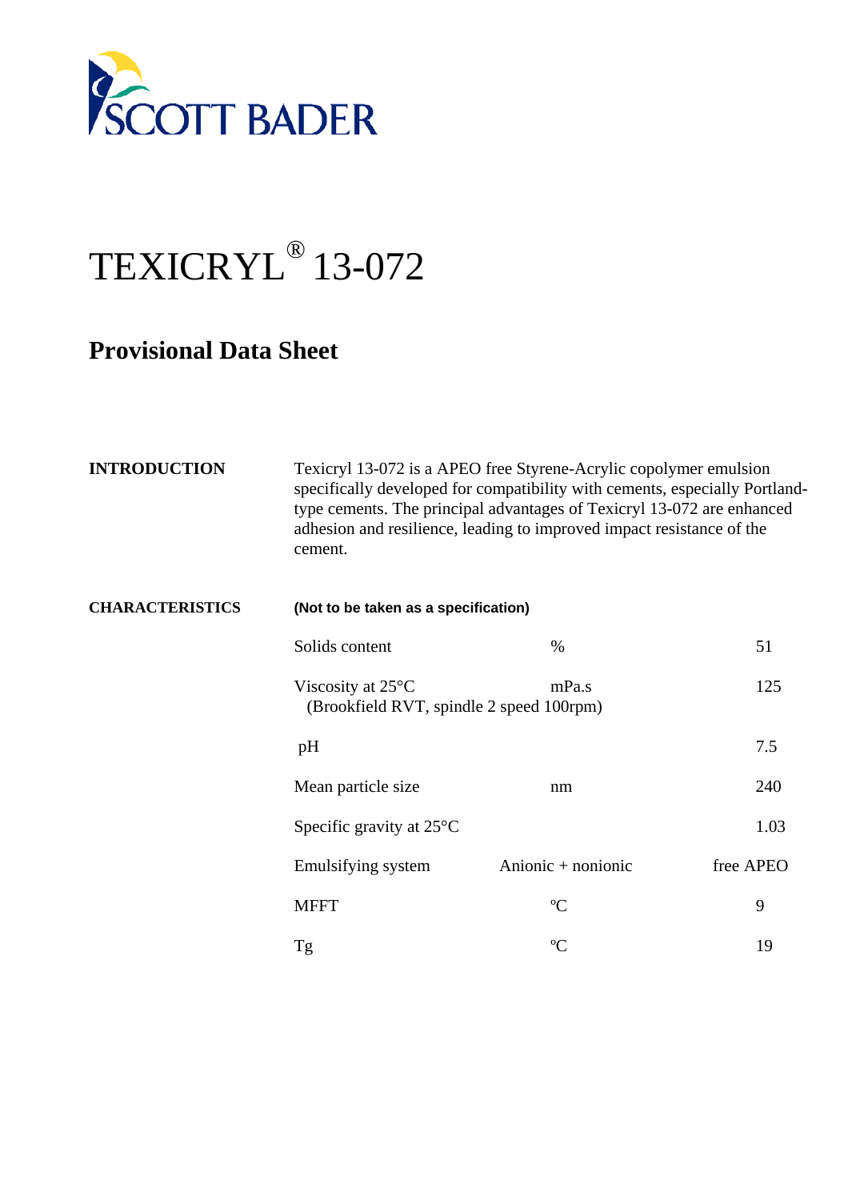SCOTT BADER

# TEXICRYL® 13-072

## Provisional Data Sheet

**INTRODUCTION**

Texicryl 13-072 is a APEO free Styrene-Acrylic copolymer emulsion specifically developed for compatibility with cements, especially Portland-type cements. The principal advantages of Texicryl 13-072 are enhanced adhesion and resilience, leading to improved impact resistance of the cement.

**CHARACTERISTICS**

**(Not to be taken as a specification)**

| Property | Unit | Value |
|---|---|---|
| Solids content | % | 51 |
| Viscosity at 25°C (Brookfield RVT, spindle 2 speed 100rpm) | mPa.s | 125 |
| pH | | 7.5 |
| Mean particle size | nm | 240 |
| Specific gravity at 25°C | | 1.03 |
| Emulsifying system | Anionic + nonionic | free APEO |
| MFFT | ºC | 9 |
| Tg | ºC | 19 |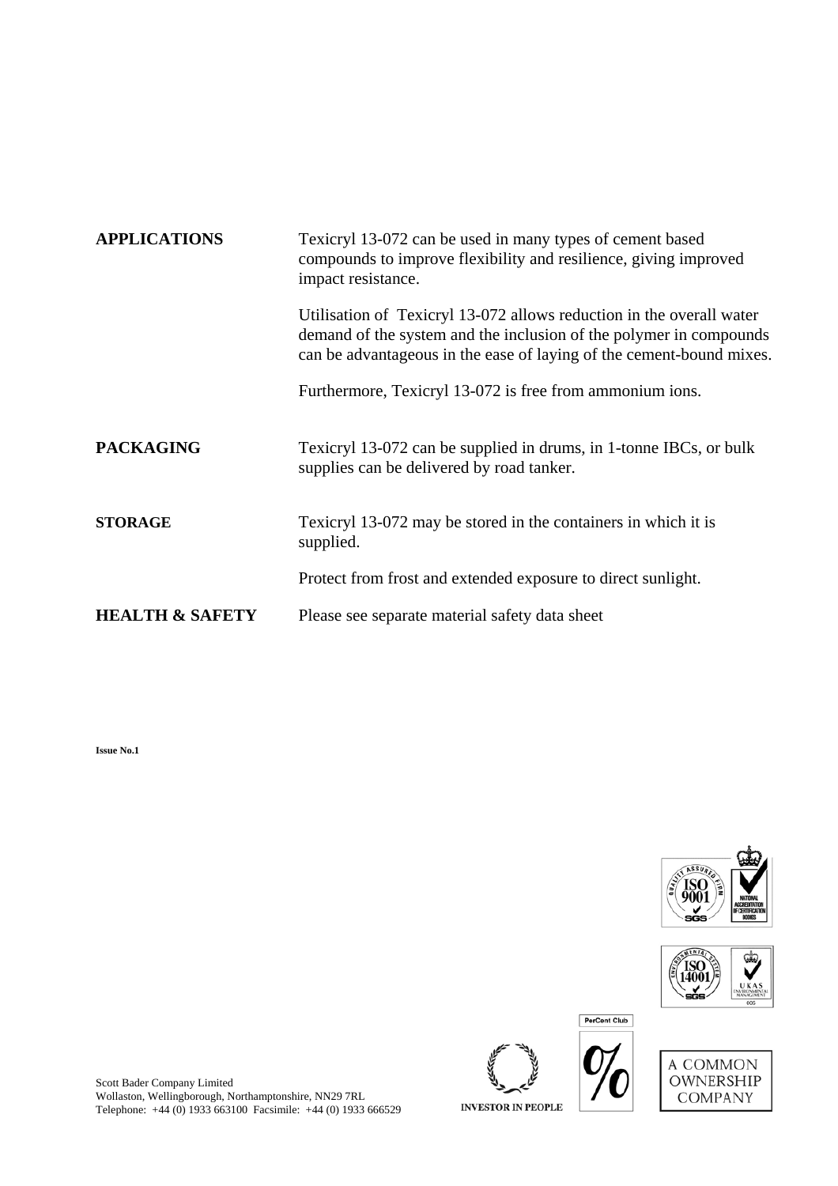**APPLICATIONS**

Texicryl 13-072 can be used in many types of cement based compounds to improve flexibility and resilience, giving improved impact resistance.

Utilisation of Texicryl 13-072 allows reduction in the overall water demand of the system and the inclusion of the polymer in compounds can be advantageous in the ease of laying of the cement-bound mixes.

Furthermore, Texicryl 13-072 is free from ammonium ions.

**PACKAGING**

Texicryl 13-072 can be supplied in drums, in 1-tonne IBCs, or bulk supplies can be delivered by road tanker.

**STORAGE**

Texicryl 13-072 may be stored in the containers in which it is supplied.

Protect from frost and extended exposure to direct sunlight.

**HEALTH & SAFETY**

Please see separate material safety data sheet

**Issue No.1**

Scott Bader Company Limited
Wollaston, Wellingborough, Northamptonshire, NN29 7RL
Telephone: +44 (0) 1933 663100 Facsimile: +44 (0) 1933 666529

INVESTOR IN PEOPLE

PerCent Club

A COMMON OWNERSHIP COMPANY